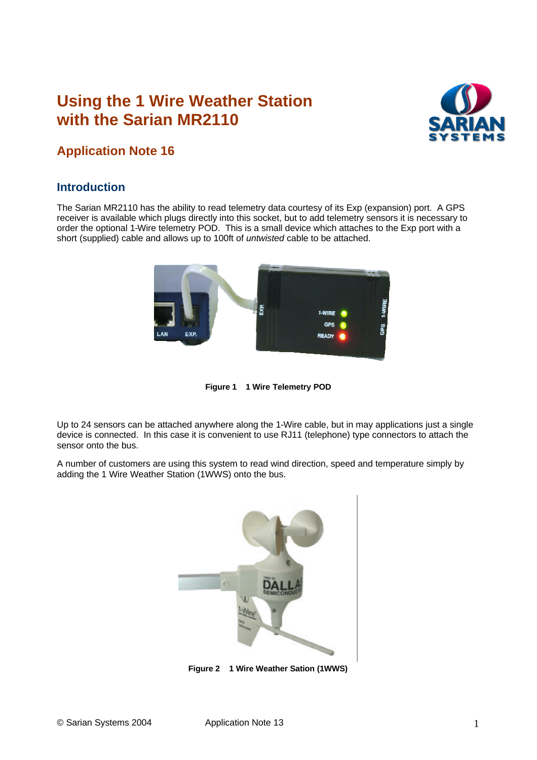# Using the 1 Wire Weather Station with the Sarian MR2110

## Application Note 16

### Introduction

The Sarian MR2110 has the ability to read telemetry data courtesy of its Exp (expansion) port. A GPS receiver is available which plugs directly into this socket, but to add telemetry sensors it is necessary to order the optional 1-Wire telemetry POD. This is a small device which attaches to the Exp port with a short (supplied) cable and allows up to 100ft of *untwisted* cable to be attached.

**Figure 1 1 Wire Telemetry POD**

Up to 24 sensors can be attached anywhere along the 1-Wire cable, but in may applications just a single device is connected. In this case it is convenient to use RJ11 (telephone) type connectors to attach the sensor onto the bus.

A number of customers are using this system to read wind direction, speed and temperature simply by adding the 1 Wire Weather Station (1WWS) onto the bus.

**Figure 2 1 Wire Weather Sation (1WWS)**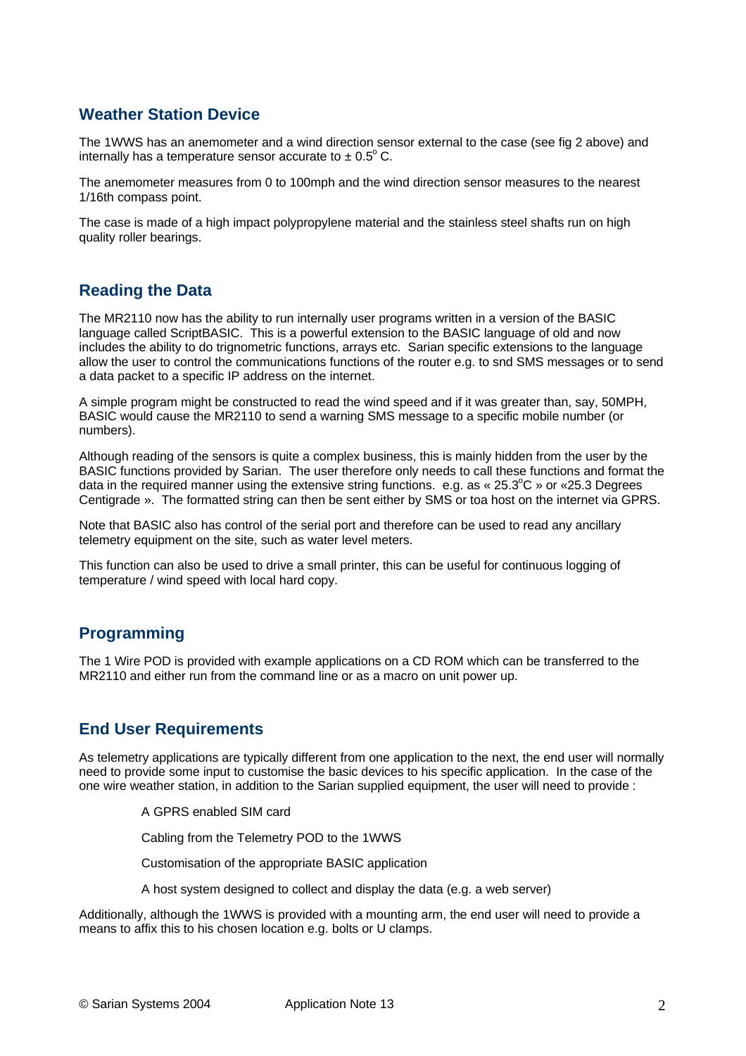## Weather Station Device

The 1WWS has an anemometer and a wind direction sensor external to the case (see fig 2 above) and internally has a temperature sensor accurate to ± 0.5$^{o}$ C.

The anemometer measures from 0 to 100mph and the wind direction sensor measures to the nearest 1/16th compass point.

The case is made of a high impact polypropylene material and the stainless steel shafts run on high quality roller bearings.

## Reading the Data

The MR2110 now has the ability to run internally user programs written in a version of the BASIC language called ScriptBASIC. This is a powerful extension to the BASIC language of old and now includes the ability to do trignometric functions, arrays etc. Sarian specific extensions to the language allow the user to control the communications functions of the router e.g. to snd SMS messages or to send a data packet to a specific IP address on the internet.

A simple program might be constructed to read the wind speed and if it was greater than, say, 50MPH, BASIC would cause the MR2110 to send a warning SMS message to a specific mobile number (or numbers).

Although reading of the sensors is quite a complex business, this is mainly hidden from the user by the BASIC functions provided by Sarian. The user therefore only needs to call these functions and format the data in the required manner using the extensive string functions. e.g. as « 25.3$^{o}$C » or «25.3 Degrees Centigrade ». The formatted string can then be sent either by SMS or toa host on the internet via GPRS.

Note that BASIC also has control of the serial port and therefore can be used to read any ancillary telemetry equipment on the site, such as water level meters.

This function can also be used to drive a small printer, this can be useful for continuous logging of temperature / wind speed with local hard copy.

## Programming

The 1 Wire POD is provided with example applications on a CD ROM which can be transferred to the MR2110 and either run from the command line or as a macro on unit power up.

## End User Requirements

As telemetry applications are typically different from one application to the next, the end user will normally need to provide some input to customise the basic devices to his specific application. In the case of the one wire weather station, in addition to the Sarian supplied equipment, the user will need to provide :

A GPRS enabled SIM card

Cabling from the Telemetry POD to the 1WWS

Customisation of the appropriate BASIC application

A host system designed to collect and display the data (e.g. a web server)

Additionally, although the 1WWS is provided with a mounting arm, the end user will need to provide a means to affix this to his chosen location e.g. bolts or U clamps.